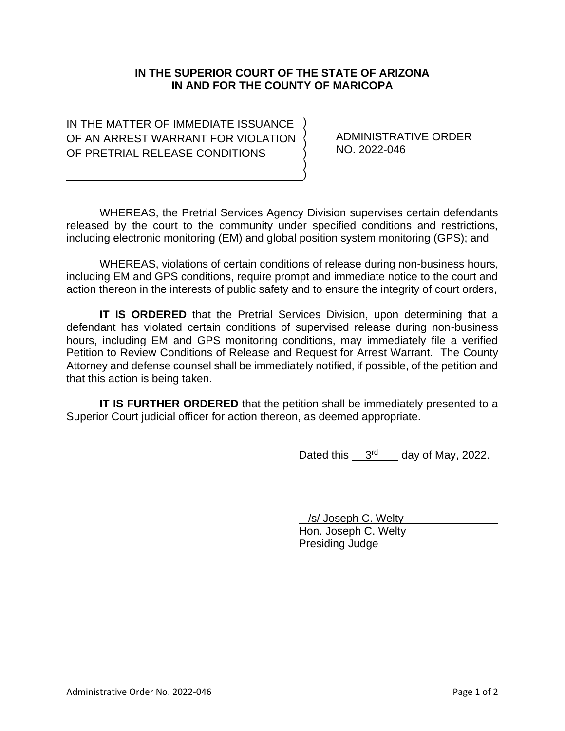**IN THE SUPERIOR COURT OF THE STATE OF ARIZONA**
**IN AND FOR THE COUNTY OF MARICOPA**

| | |
|---|---|
| IN THE MATTER OF IMMEDIATE ISSUANCE OF AN ARREST WARRANT FOR VIOLATION OF PRETRIAL RELEASE CONDITIONS | ADMINISTRATIVE ORDER NO. 2022-046 |

WHEREAS, the Pretrial Services Agency Division supervises certain defendants released by the court to the community under specified conditions and restrictions, including electronic monitoring (EM) and global position system monitoring (GPS); and

WHEREAS, violations of certain conditions of release during non-business hours, including EM and GPS conditions, require prompt and immediate notice to the court and action thereon in the interests of public safety and to ensure the integrity of court orders,

**IT IS ORDERED** that the Pretrial Services Division, upon determining that a defendant has violated certain conditions of supervised release during non-business hours, including EM and GPS monitoring conditions, may immediately file a verified Petition to Review Conditions of Release and Request for Arrest Warrant. The County Attorney and defense counsel shall be immediately notified, if possible, of the petition and that this action is being taken.

**IT IS FURTHER ORDERED** that the petition shall be immediately presented to a Superior Court judicial officer for action thereon, as deemed appropriate.

Dated this 3rd day of May, 2022.

/s/ Joseph C. Welty
Hon. Joseph C. Welty
Presiding Judge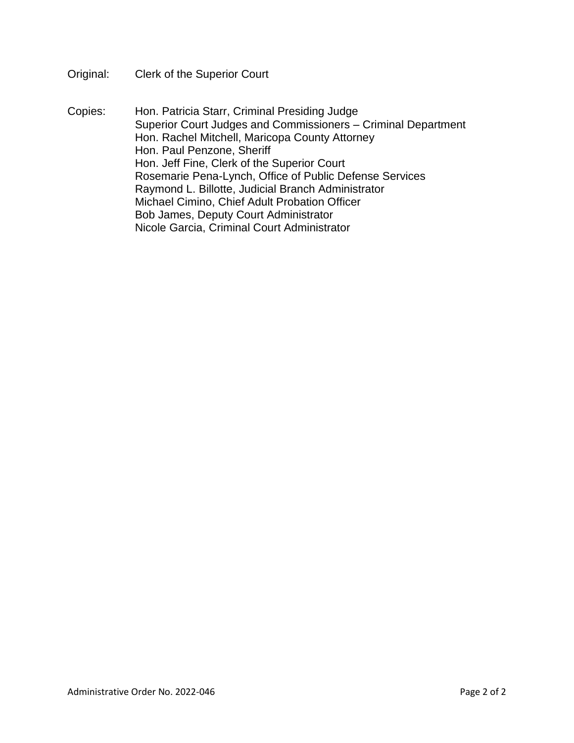Original: Clerk of the Superior Court

Copies: Hon. Patricia Starr, Criminal Presiding Judge
Superior Court Judges and Commissioners – Criminal Department
Hon. Rachel Mitchell, Maricopa County Attorney
Hon. Paul Penzone, Sheriff
Hon. Jeff Fine, Clerk of the Superior Court
Rosemarie Pena-Lynch, Office of Public Defense Services
Raymond L. Billotte, Judicial Branch Administrator
Michael Cimino, Chief Adult Probation Officer
Bob James, Deputy Court Administrator
Nicole Garcia, Criminal Court Administrator